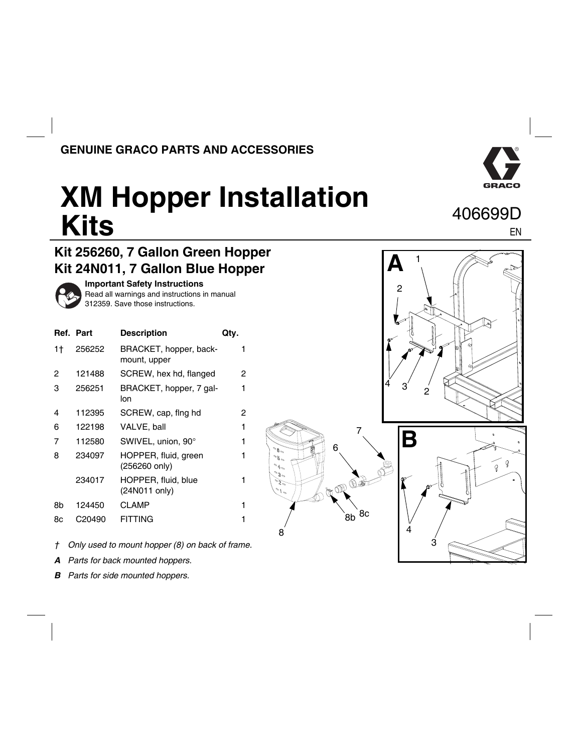GENUINE GRACO PARTS AND ACCESSORIES

# XM Hopper Installation Kits

406699D

EN

## Kit 256260, 7 Gallon Green Hopper
## Kit 24N011, 7 Gallon Blue Hopper

**Important Safety Instructions**
Read all warnings and instructions in manual 312359. Save those instructions.

| Ref. | Part | Description | Qty. |
|---|---|---|---|
| 1† | 256252 | BRACKET, hopper, back-mount, upper | 1 |
| 2 | 121488 | SCREW, hex hd, flanged | 2 |
| 3 | 256251 | BRACKET, hopper, 7 gallon | 1 |
| 4 | 112395 | SCREW, cap, flng hd | 2 |
| 6 | 122198 | VALVE, ball | 1 |
| 7 | 112580 | SWIVEL, union, 90° | 1 |
| 8 | 234097 | HOPPER, fluid, green (256260 only) | 1 |
| | 234017 | HOPPER, fluid, blue (24N011 only) | 1 |
| 8b | 124450 | CLAMP | 1 |
| 8c | C20490 | FITTING | 1 |

*† Only used to mount hopper (8) on back of frame.*

***A*** *Parts for back mounted hoppers.*

***B*** *Parts for side mounted hoppers.*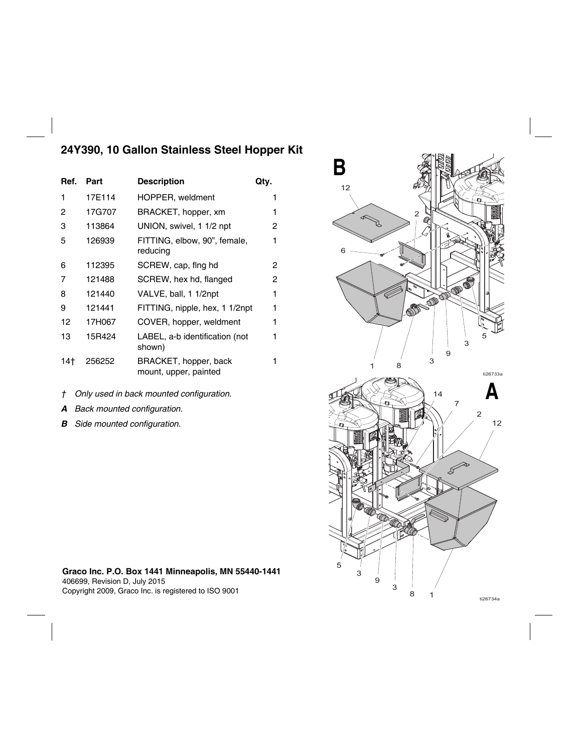## 24Y390, 10 Gallon Stainless Steel Hopper Kit

| Ref. | Part | Description | Qty. |
|---|---|---|---|
| 1 | 17E114 | HOPPER, weldment | 1 |
| 2 | 17G707 | BRACKET, hopper, xm | 1 |
| 3 | 113864 | UNION, swivel, 1 1/2 npt | 2 |
| 5 | 126939 | FITTING, elbow, 90”, female, reducing | 1 |
| 6 | 112395 | SCREW, cap, flng hd | 2 |
| 7 | 121488 | SCREW, hex hd, flanged | 2 |
| 8 | 121440 | VALVE, ball, 1 1/2npt | 1 |
| 9 | 121441 | FITTING, nipple, hex, 1 1/2npt | 1 |
| 12 | 17H067 | COVER, hopper, weldment | 1 |
| 13 | 15R424 | LABEL, a-b identification (not shown) | 1 |
| 14† | 256252 | BRACKET, hopper, back mount, upper, painted | 1 |

*† Only used in back mounted configuration.*

***A*** *Back mounted configuration.*

***B*** *Side mounted configuration.*

B

12
2
6
1
8
3
9
3
5

ti26733a

A

14
7
2
12
5
3
9
3
8
1

ti26734a

**Graco Inc. P.O. Box 1441 Minneapolis, MN 55440-1441**
406699, Revision D, July 2015
Copyright 2009, Graco Inc. is registered to ISO 9001